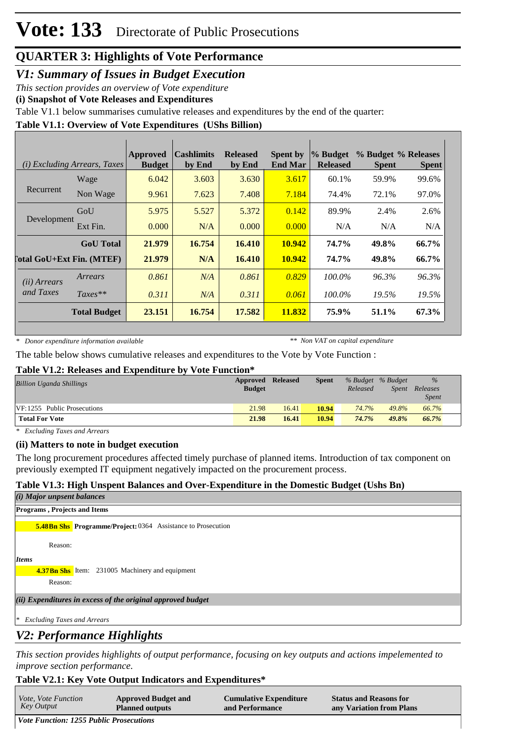# Vote: 133 Directorate of Public Prosecutions

## QUARTER 3: Highlights of Vote Performance

### V1: Summary of Issues in Budget Execution

*This section provides an overview of Vote expenditure*

**(i) Snapshot of Vote Releases and Expenditures**

Table V1.1 below summarises cumulative releases and expenditures by the end of the quarter:

**Table V1.1: Overview of Vote Expenditures (UShs Billion)**

| *(i) Excluding Arrears, Taxes* | | Approved Budget | Cashlimits by End | Released by End | Spent by End Mar | % Budget Released | % Budget Spent | % Releases Spent |
|---|---|---|---|---|---|---|---|---|
| Recurrent | Wage | 6.042 | 3.603 | 3.630 | 3.617 | 60.1% | 59.9% | 99.6% |
| | Non Wage | 9.961 | 7.623 | 7.408 | 7.184 | 74.4% | 72.1% | 97.0% |
| Development | GoU | 5.975 | 5.527 | 5.372 | 0.142 | 89.9% | 2.4% | 2.6% |
| | Ext Fin. | 0.000 | N/A | 0.000 | 0.000 | N/A | N/A | N/A |
| | **GoU Total** | **21.979** | **16.754** | **16.410** | **10.942** | **74.7%** | **49.8%** | **66.7%** |
| **Total GoU+Ext Fin. (MTEF)** | | **21.979** | **N/A** | **16.410** | **10.942** | **74.7%** | **49.8%** | **66.7%** |
| *(ii) Arrears and Taxes* | *Arrears* | *0.861* | *N/A* | *0.861* | *0.829* | *100.0%* | *96.3%* | *96.3%* |
| | *Taxes***| *0.311* | *N/A* | *0.311* | *0.061* | *100.0%* | *19.5%* | *19.5%* |
| | **Total Budget** | **23.151** | **16.754** | **17.582** | **11.832** | **75.9%** | **51.1%** | **67.3%** |

*\* Donor expenditure information available* &nbsp;&nbsp;&nbsp; *** Non VAT on capital expenditure*

The table below shows cumulative releases and expenditures to the Vote by Vote Function :

**Table V1.2: Releases and Expenditure by Vote Function***

| *Billion Uganda Shillings* | Approved Budget | Released | Spent | *% Budget Released* | *% Budget Spent* | *% Releases Spent* |
|---|---|---|---|---|---|---|
| VF:1255 Public Prosecutions | 21.98 | 16.41 | 10.94 | 74.7% | 49.8% | 66.7% |
| **Total For Vote** | **21.98** | **16.41** | **10.94** | **74.7%** | **49.8%** | **66.7%** |

*\* Excluding Taxes and Arrears*

**(ii) Matters to note in budget execution**

The long procurement procedures affected timely purchase of planned items. Introduction of tax component on previously exempted IT equipment negatively impacted on the procurement process.

**Table V1.3: High Unspent Balances and Over-Expenditure in the Domestic Budget (Ushs Bn)**

***(i) Major unpsent balances***

**Programs , Projects and Items**

**5.48Bn Shs** **Programme/Project:** 0364 Assistance to Prosecution

Reason:

***Items***

**4.37Bn Shs** Item: 231005 Machinery and equipment

Reason:

***(ii) Expenditures in excess of the original approved budget***

*\* Excluding Taxes and Arrears*

### V2: Performance Highlights

*This section provides highlights of output performance, focusing on key outputs and actions impelemented to improve section performance.*

**Table V2.1: Key Vote Output Indicators and Expenditures***

| *Vote, Vote Function Key Output* | Approved Budget and Planned outputs | Cumulative Expenditure and Performance | Status and Reasons for any Variation from Plans |
|---|---|---|---|
| ***Vote Function: 1255 Public Prosecutions*** | | | |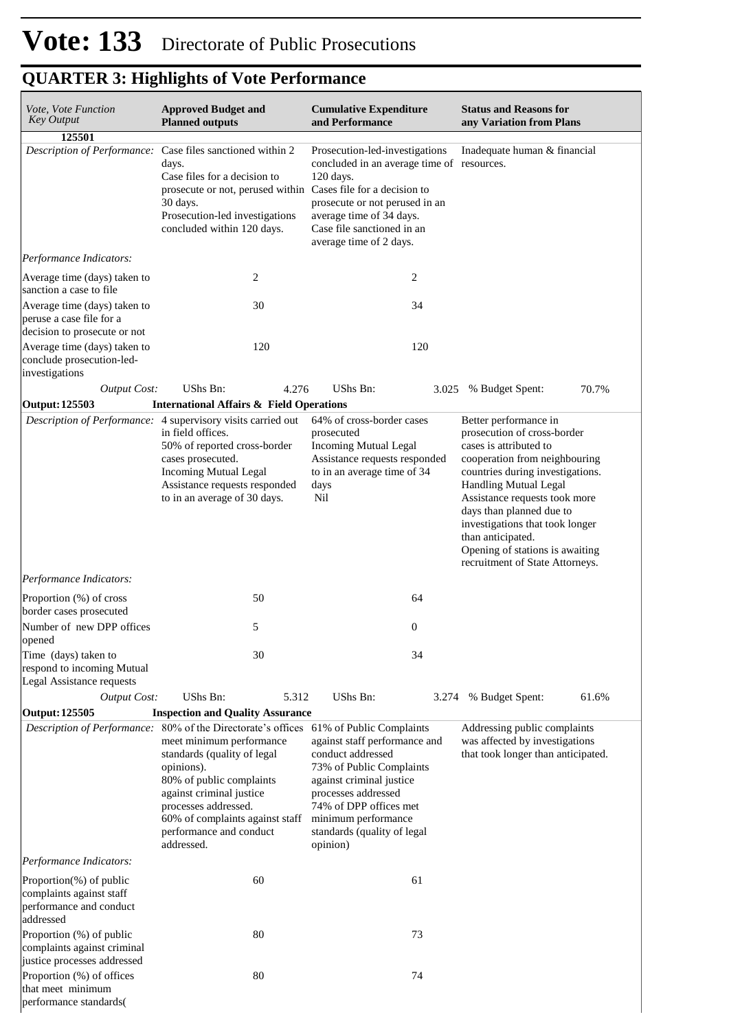# Vote: 133 Directorate of Public Prosecutions

## QUARTER 3: Highlights of Vote Performance

| *Vote, Vote Function Key Output* | **Approved Budget and Planned outputs** | | **Cumulative Expenditure and Performance** | | **Status and Reasons for any Variation from Plans** | |
|---|---|---|---|---|---|---|
| **125501** | | | | | | |
| *Description of Performance:* | Case files sanctioned within 2 days.<br>Case files for a decision to prosecute or not, perused within 30 days.<br>Prosecution-led investigations concluded within 120 days. | | Prosecution-led-investigations concluded in an average time of 120 days.<br>Cases file for a decision to prosecute or not perused in an average time of 34 days.<br>Case file sanctioned in an average time of 2 days. | | Inadequate human & financial resources. | |
| *Performance Indicators:* | | | | | | |
| Average time (days) taken to sanction a case to file | 2 | | 2 | | | |
| Average time (days) taken to peruse a case file for a decision to prosecute or not | 30 | | 34 | | | |
| Average time (days) taken to conclude prosecution-led-investigations | 120 | | 120 | | | |
| *Output Cost:* | UShs Bn: | 4.276 | UShs Bn: | 3.025 | % Budget Spent: | 70.7% |
| **Output: 125503** | **International Affairs & Field Operations** | | | | | |
| *Description of Performance:* | 4 supervisory visits carried out in field offices.<br>50% of reported cross-border cases prosecuted.<br>Incoming Mutual Legal Assistance requests responded to in an average of 30 days. | | 64% of cross-border cases prosecuted<br>Incoming Mutual Legal Assistance requests responded to in an average time of 34 days<br>Nil | | Better performance in prosecution of cross-border cases is attributed to cooperation from neighbouring countries during investigations.<br>Handling Mutual Legal Assistance requests took more days than planned due to investigations that took longer than anticipated.<br>Opening of stations is awaiting recruitment of State Attorneys. | |
| *Performance Indicators:* | | | | | | |
| Proportion (%) of cross border cases prosecuted | 50 | | 64 | | | |
| Number of new DPP offices opened | 5 | | 0 | | | |
| Time (days) taken to respond to incoming Mutual Legal Assistance requests | 30 | | 34 | | | |
| *Output Cost:* | UShs Bn: | 5.312 | UShs Bn: | 3.274 | % Budget Spent: | 61.6% |
| **Output: 125505** | **Inspection and Quality Assurance** | | | | | |
| *Description of Performance:* | 80% of the Directorate's offices meet minimum performance standards (quality of legal opinions).<br>80% of public complaints against criminal justice processes addressed.<br>60% of complaints against staff performance and conduct addressed. | | 61% of Public Complaints against staff performance and conduct addressed<br>73% of Public Complaints against criminal justice processes addressed<br>74% of DPP offices met minimum performance standards (quality of legal opinion) | | Addressing public complaints was affected by investigations that took longer than anticipated. | |
| *Performance Indicators:* | | | | | | |
| Proportion(%) of public complaints against staff performance and conduct addressed | 60 | | 61 | | | |
| Proportion (%) of public complaints against criminal justice processes addressed | 80 | | 73 | | | |
| Proportion (%) of offices that meet minimum performance standards( | 80 | | 74 | | | |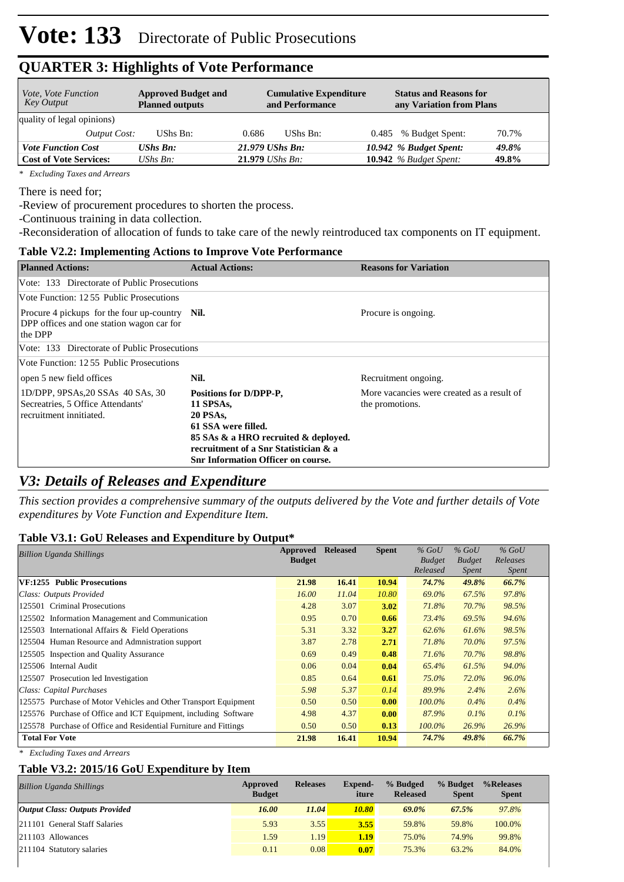# Vote: 133 Directorate of Public Prosecutions

## QUARTER 3: Highlights of Vote Performance

| *Vote, Vote Function Key Output* | **Approved Budget and Planned outputs** | | **Cumulative Expenditure and Performance** | | **Status and Reasons for any Variation from Plans** | |
|---|---|---|---|---|---|---|
| quality of legal opinions) | | | | | | |
| *Output Cost:* | UShs Bn: | 0.686 | UShs Bn: | 0.485 | % Budget Spent: | 70.7% |
| ***Vote Function Cost*** | ***UShs Bn:*** | ***21.979 UShs Bn:*** | | ***10.942 % Budget Spent:*** | | ***49.8%*** |
| **Cost of Vote Services:** | *UShs Bn:* | **21.979** *UShs Bn:* | | **10.942** *% Budget Spent:* | | **49.8%** |

*\* Excluding Taxes and Arrears*

There is need for;

-Review of procurement procedures to shorten the process.

-Continuous training in data collection.

-Reconsideration of allocation of funds to take care of the newly reintroduced tax components on IT equipment.

### Table V2.2: Implementing Actions to Improve Vote Performance

| **Planned Actions:** | **Actual Actions:** | **Reasons for Variation** |
|---|---|---|
| Vote: 133 Directorate of Public Prosecutions | | |
| Vote Function: 12 55 Public Prosecutions | | |
| Procure 4 pickups for the four up-country DPP offices and one station wagon car for the DPP | **Nil.** | Procure is ongoing. |
| Vote: 133 Directorate of Public Prosecutions | | |
| Vote Function: 12 55 Public Prosecutions | | |
| open 5 new field offices | **Nil.** | Recruitment ongoing. |
| 1D/DPP, 9PSAs,20 SSAs 40 SAs, 30 Secreatries, 5 Office Attendants' recruitment innitiated. | **Positions for D/DPP-P, 11 SPSAs, 20 PSAs, 61 SSA were filled. 85 SAs & a HRO recruited & deployed. recruitment of a Snr Statistician & a Snr Information Officer on course.** | More vacancies were created as a result of the promotions. |

## *V3: Details of Releases and Expenditure*

*This section provides a comprehensive summary of the outputs delivered by the Vote and further details of Vote expenditures by Vote Function and Expenditure Item.*

### Table V3.1: GoU Releases and Expenditure by Output*

| *Billion Uganda Shillings* | **Approved Budget** | **Released** | **Spent** | *% GoU Budget Released* | *% GoU Budget Spent* | *% GoU Releases Spent* |
|---|---|---|---|---|---|---|
| **VF:1255 Public Prosecutions** | **21.98** | **16.41** | **10.94** | ***74.7%*** | ***49.8%*** | ***66.7%*** |
| *Class: Outputs Provided* | *16.00* | *11.04* | *10.80* | *69.0%* | *67.5%* | *97.8%* |
| 125501 Criminal Prosecutions | 4.28 | 3.07 | **3.02** | *71.8%* | *70.7%* | *98.5%* |
| 125502 Information Management and Communication | 0.95 | 0.70 | **0.66** | *73.4%* | *69.5%* | *94.6%* |
| 125503 International Affairs & Field Operations | 5.31 | 3.32 | **3.27** | *62.6%* | *61.6%* | *98.5%* |
| 125504 Human Resource and Admnistration support | 3.87 | 2.78 | **2.71** | *71.8%* | *70.0%* | *97.5%* |
| 125505 Inspection and Quality Assurance | 0.69 | 0.49 | **0.48** | *71.6%* | *70.7%* | *98.8%* |
| 125506 Internal Audit | 0.06 | 0.04 | **0.04** | *65.4%* | *61.5%* | *94.0%* |
| 125507 Prosecution led Investigation | 0.85 | 0.64 | **0.61** | *75.0%* | *72.0%* | *96.0%* |
| *Class: Capital Purchases* | *5.98* | *5.37* | *0.14* | *89.9%* | *2.4%* | *2.6%* |
| 125575 Purchase of Motor Vehicles and Other Transport Equipment | 0.50 | 0.50 | **0.00** | *100.0%* | *0.4%* | *0.4%* |
| 125576 Purchase of Office and ICT Equipment, including Software | 4.98 | 4.37 | **0.00** | *87.9%* | *0.1%* | *0.1%* |
| 125578 Purchase of Office and Residential Furniture and Fittings | 0.50 | 0.50 | **0.13** | *100.0%* | *26.9%* | *26.9%* |
| **Total For Vote** | **21.98** | **16.41** | **10.94** | ***74.7%*** | ***49.8%*** | ***66.7%*** |

*\* Excluding Taxes and Arrears*

### Table V3.2: 2015/16 GoU Expenditure by Item

| *Billion Uganda Shillings* | **Approved Budget** | **Releases** | **Expend-iture** | **% Budged Released** | **% Budget Spent** | **%Releases Spent** |
|---|---|---|---|---|---|---|
| ***Output Class: Outputs Provided*** | ***16.00*** | ***11.04*** | ***10.80*** | ***69.0%*** | ***67.5%*** | *97.8%* |
| 211101 General Staff Salaries | 5.93 | 3.55 | **3.55** | 59.8% | 59.8% | 100.0% |
| 211103 Allowances | 1.59 | 1.19 | **1.19** | 75.0% | 74.9% | 99.8% |
| 211104 Statutory salaries | 0.11 | 0.08 | **0.07** | 75.3% | 63.2% | 84.0% |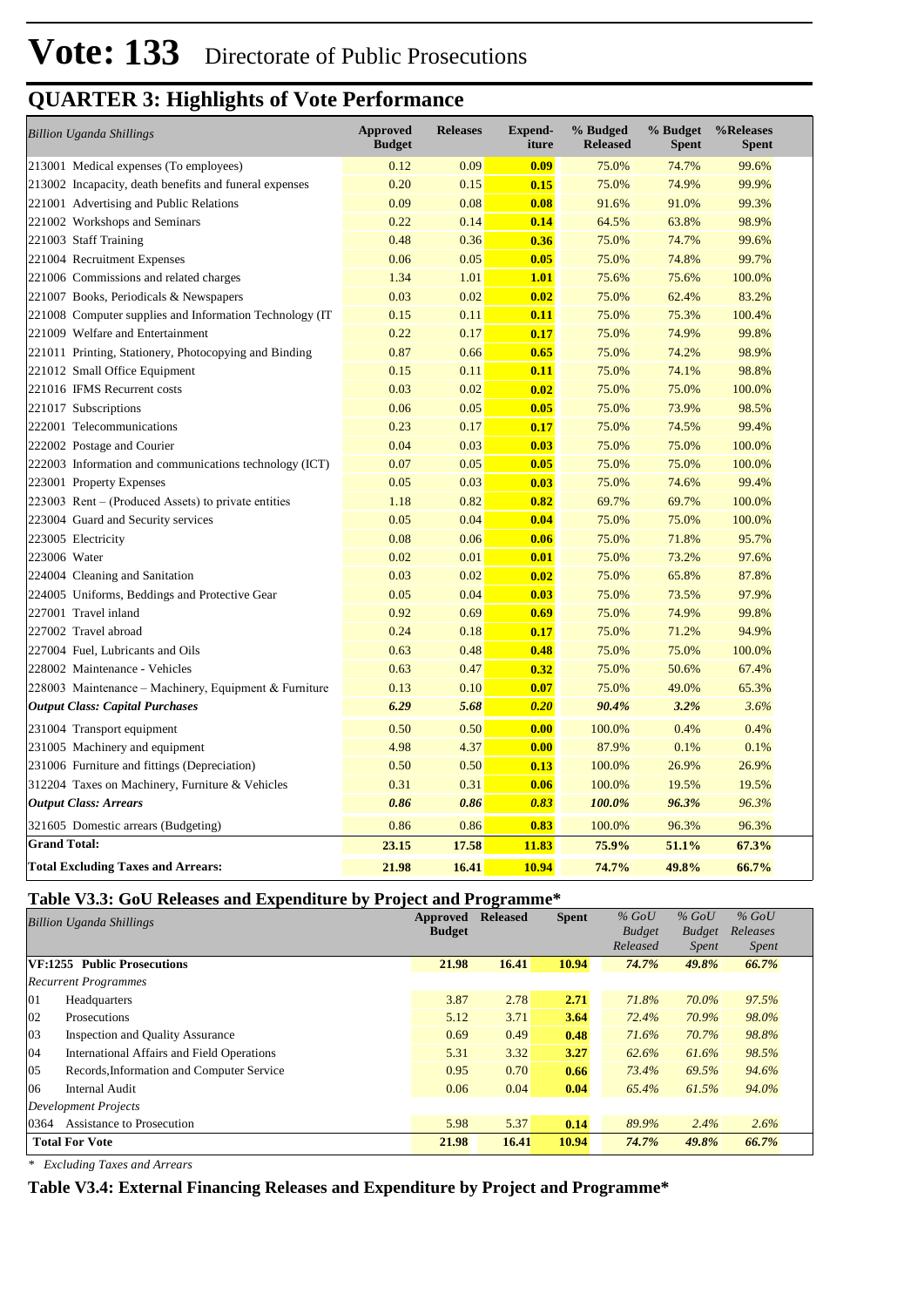# Vote: 133 Directorate of Public Prosecutions

## QUARTER 3: Highlights of Vote Performance

| *Billion Uganda Shillings* | Approved Budget | Releases | Expend-iture | % Budget Released | % Budget Spent | %Releases Spent |
|---|---|---|---|---|---|---|
| 213001 Medical expenses (To employees) | 0.12 | 0.09 | **0.09** | 75.0% | 74.7% | 99.6% |
| 213002 Incapacity, death benefits and funeral expenses | 0.20 | 0.15 | **0.15** | 75.0% | 74.9% | 99.9% |
| 221001 Advertising and Public Relations | 0.09 | 0.08 | **0.08** | 91.6% | 91.0% | 99.3% |
| 221002 Workshops and Seminars | 0.22 | 0.14 | **0.14** | 64.5% | 63.8% | 98.9% |
| 221003 Staff Training | 0.48 | 0.36 | **0.36** | 75.0% | 74.7% | 99.6% |
| 221004 Recruitment Expenses | 0.06 | 0.05 | **0.05** | 75.0% | 74.8% | 99.7% |
| 221006 Commissions and related charges | 1.34 | 1.01 | **1.01** | 75.6% | 75.6% | 100.0% |
| 221007 Books, Periodicals & Newspapers | 0.03 | 0.02 | **0.02** | 75.0% | 62.4% | 83.2% |
| 221008 Computer supplies and Information Technology (IT | 0.15 | 0.11 | **0.11** | 75.0% | 75.3% | 100.4% |
| 221009 Welfare and Entertainment | 0.22 | 0.17 | **0.17** | 75.0% | 74.9% | 99.8% |
| 221011 Printing, Stationery, Photocopying and Binding | 0.87 | 0.66 | **0.65** | 75.0% | 74.2% | 98.9% |
| 221012 Small Office Equipment | 0.15 | 0.11 | **0.11** | 75.0% | 74.1% | 98.8% |
| 221016 IFMS Recurrent costs | 0.03 | 0.02 | **0.02** | 75.0% | 75.0% | 100.0% |
| 221017 Subscriptions | 0.06 | 0.05 | **0.05** | 75.0% | 73.9% | 98.5% |
| 222001 Telecommunications | 0.23 | 0.17 | **0.17** | 75.0% | 74.5% | 99.4% |
| 222002 Postage and Courier | 0.04 | 0.03 | **0.03** | 75.0% | 75.0% | 100.0% |
| 222003 Information and communications technology (ICT) | 0.07 | 0.05 | **0.05** | 75.0% | 75.0% | 100.0% |
| 223001 Property Expenses | 0.05 | 0.03 | **0.03** | 75.0% | 74.6% | 99.4% |
| 223003 Rent – (Produced Assets) to private entities | 1.18 | 0.82 | **0.82** | 69.7% | 69.7% | 100.0% |
| 223004 Guard and Security services | 0.05 | 0.04 | **0.04** | 75.0% | 75.0% | 100.0% |
| 223005 Electricity | 0.08 | 0.06 | **0.06** | 75.0% | 71.8% | 95.7% |
| 223006 Water | 0.02 | 0.01 | **0.01** | 75.0% | 73.2% | 97.6% |
| 224004 Cleaning and Sanitation | 0.03 | 0.02 | **0.02** | 75.0% | 65.8% | 87.8% |
| 224005 Uniforms, Beddings and Protective Gear | 0.05 | 0.04 | **0.03** | 75.0% | 73.5% | 97.9% |
| 227001 Travel inland | 0.92 | 0.69 | **0.69** | 75.0% | 74.9% | 99.8% |
| 227002 Travel abroad | 0.24 | 0.18 | **0.17** | 75.0% | 71.2% | 94.9% |
| 227004 Fuel, Lubricants and Oils | 0.63 | 0.48 | **0.48** | 75.0% | 75.0% | 100.0% |
| 228002 Maintenance - Vehicles | 0.63 | 0.47 | **0.32** | 75.0% | 50.6% | 67.4% |
| 228003 Maintenance – Machinery, Equipment & Furniture | 0.13 | 0.10 | **0.07** | 75.0% | 49.0% | 65.3% |
| ***Output Class: Capital Purchases*** | ***6.29*** | ***5.68*** | ***0.20*** | ***90.4%*** | ***3.2%*** | *3.6%* |
| 231004 Transport equipment | 0.50 | 0.50 | **0.00** | 100.0% | 0.4% | 0.4% |
| 231005 Machinery and equipment | 4.98 | 4.37 | **0.00** | 87.9% | 0.1% | 0.1% |
| 231006 Furniture and fittings (Depreciation) | 0.50 | 0.50 | **0.13** | 100.0% | 26.9% | 26.9% |
| 312204 Taxes on Machinery, Furniture & Vehicles | 0.31 | 0.31 | **0.06** | 100.0% | 19.5% | 19.5% |
| ***Output Class: Arrears*** | ***0.86*** | ***0.86*** | ***0.83*** | ***100.0%*** | ***96.3%*** | *96.3%* |
| 321605 Domestic arrears (Budgeting) | 0.86 | 0.86 | **0.83** | 100.0% | 96.3% | 96.3% |
| **Grand Total:** | **23.15** | **17.58** | **11.83** | **75.9%** | **51.1%** | **67.3%** |
| **Total Excluding Taxes and Arrears:** | **21.98** | **16.41** | **10.94** | **74.7%** | **49.8%** | **66.7%** |

### Table V3.3: GoU Releases and Expenditure by Project and Programme*

| *Billion Uganda Shillings* | | Approved Budget | Released | Spent | *% GoU Budget Released* | *% GoU Budget Spent* | *% GoU Releases Spent* |
|---|---|---|---|---|---|---|---|
| **VF:1255 Public Prosecutions** | | **21.98** | **16.41** | **10.94** | ***74.7%*** | ***49.8%*** | ***66.7%*** |
| *Recurrent Programmes* | | | | | | | |
| 01 | Headquarters | 3.87 | 2.78 | **2.71** | *71.8%* | *70.0%* | *97.5%* |
| 02 | Prosecutions | 5.12 | 3.71 | **3.64** | *72.4%* | *70.9%* | *98.0%* |
| 03 | Inspection and Quality Assurance | 0.69 | 0.49 | **0.48** | *71.6%* | *70.7%* | *98.8%* |
| 04 | International Affairs and Field Operations | 5.31 | 3.32 | **3.27** | *62.6%* | *61.6%* | *98.5%* |
| 05 | Records,Information and Computer Service | 0.95 | 0.70 | **0.66** | *73.4%* | *69.5%* | *94.6%* |
| 06 | Internal Audit | 0.06 | 0.04 | **0.04** | *65.4%* | *61.5%* | *94.0%* |
| *Development Projects* | | | | | | | |
| 0364 | Assistance to Prosecution | 5.98 | 5.37 | **0.14** | *89.9%* | *2.4%* | *2.6%* |
| **Total For Vote** | | **21.98** | **16.41** | **10.94** | ***74.7%*** | ***49.8%*** | ***66.7%*** |

*\* Excluding Taxes and Arrears*

### Table V3.4: External Financing Releases and Expenditure by Project and Programme*